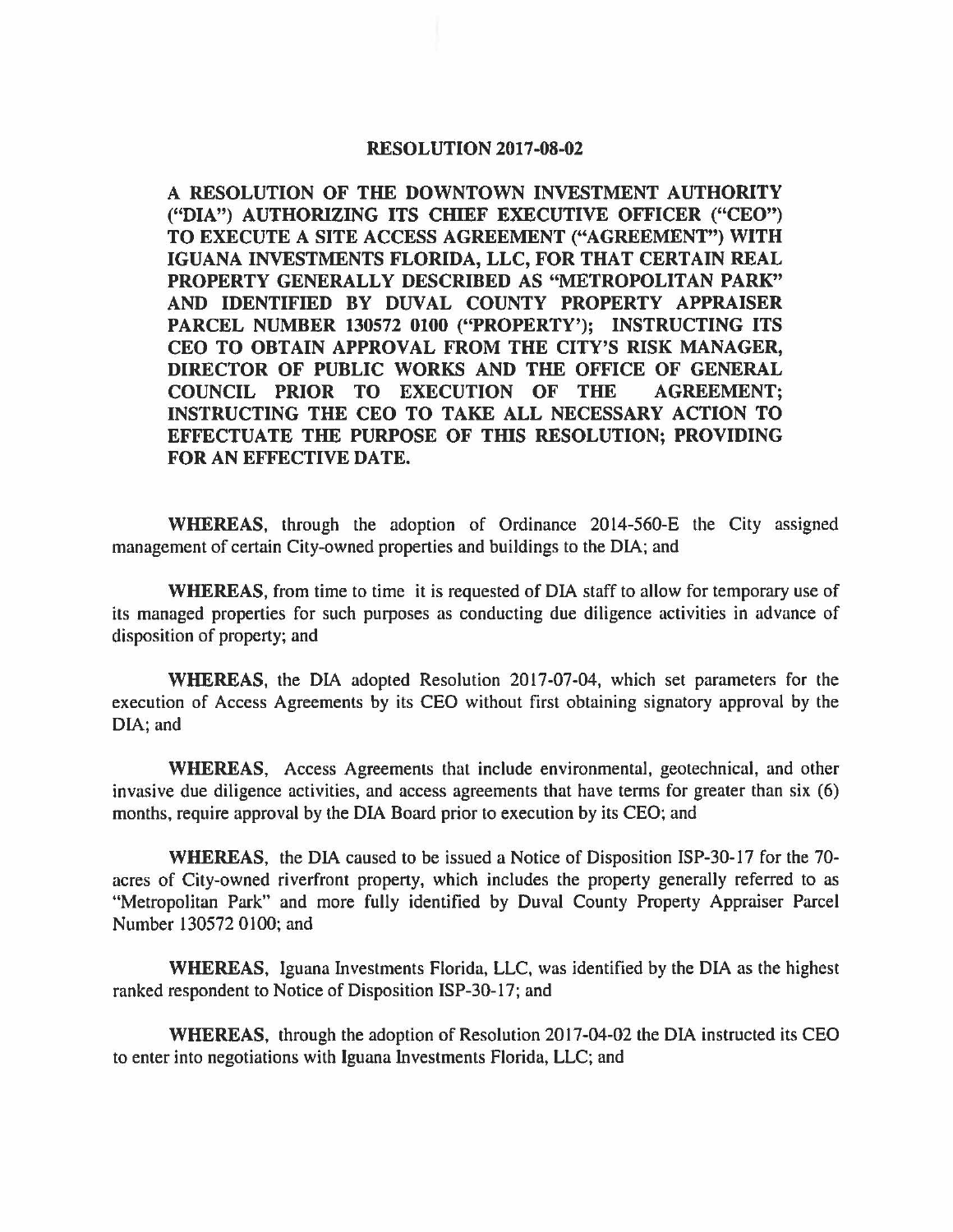# RESOLUTION 2017-08-02

**A RESOLUTION OF THE DOWNTOWN INVESTMENT AUTHORITY ("DIA") AUTHORIZING ITS CHIEF EXECUTIVE OFFICER ("CEO") TO EXECUTE A SITE ACCESS AGREEMENT ("AGREEMENT") WITH IGUANA INVESTMENTS FLORIDA, LLC, FOR THAT CERTAIN REAL PROPERTY GENERALLY DESCRIBED AS "METROPOLITAN PARK" AND IDENTIFIED BY DUVAL COUNTY PROPERTY APPRAISER PARCEL NUMBER 130572 0100 ("PROPERTY'); INSTRUCTING ITS CEO TO OBTAIN APPROVAL FROM THE CITY'S RISK MANAGER, DIRECTOR OF PUBLIC WORKS AND THE OFFICE OF GENERAL COUNCIL PRIOR TO EXECUTION OF THE AGREEMENT; INSTRUCTING THE CEO TO TAKE ALL NECESSARY ACTION TO EFFECTUATE THE PURPOSE OF THIS RESOLUTION; PROVIDING FOR AN EFFECTIVE DATE.**

**WHEREAS**, through the adoption of Ordinance 2014-560-E the City assigned management of certain City-owned properties and buildings to the DIA; and

**WHEREAS**, from time to time it is requested of DIA staff to allow for temporary use of its managed properties for such purposes as conducting due diligence activities in advance of disposition of property; and

**WHEREAS**, the DIA adopted Resolution 2017-07-04, which set parameters for the execution of Access Agreements by its CEO without first obtaining signatory approval by the DIA; and

**WHEREAS**, Access Agreements that include environmental, geotechnical, and other invasive due diligence activities, and access agreements that have terms for greater than six (6) months, require approval by the DIA Board prior to execution by its CEO; and

**WHEREAS**, the DIA caused to be issued a Notice of Disposition ISP-30-17 for the 70-acres of City-owned riverfront property, which includes the property generally referred to as "Metropolitan Park" and more fully identified by Duval County Property Appraiser Parcel Number 130572 0100; and

**WHEREAS**, Iguana Investments Florida, LLC, was identified by the DIA as the highest ranked respondent to Notice of Disposition ISP-30-17; and

**WHEREAS**, through the adoption of Resolution 2017-04-02 the DIA instructed its CEO to enter into negotiations with Iguana Investments Florida, LLC; and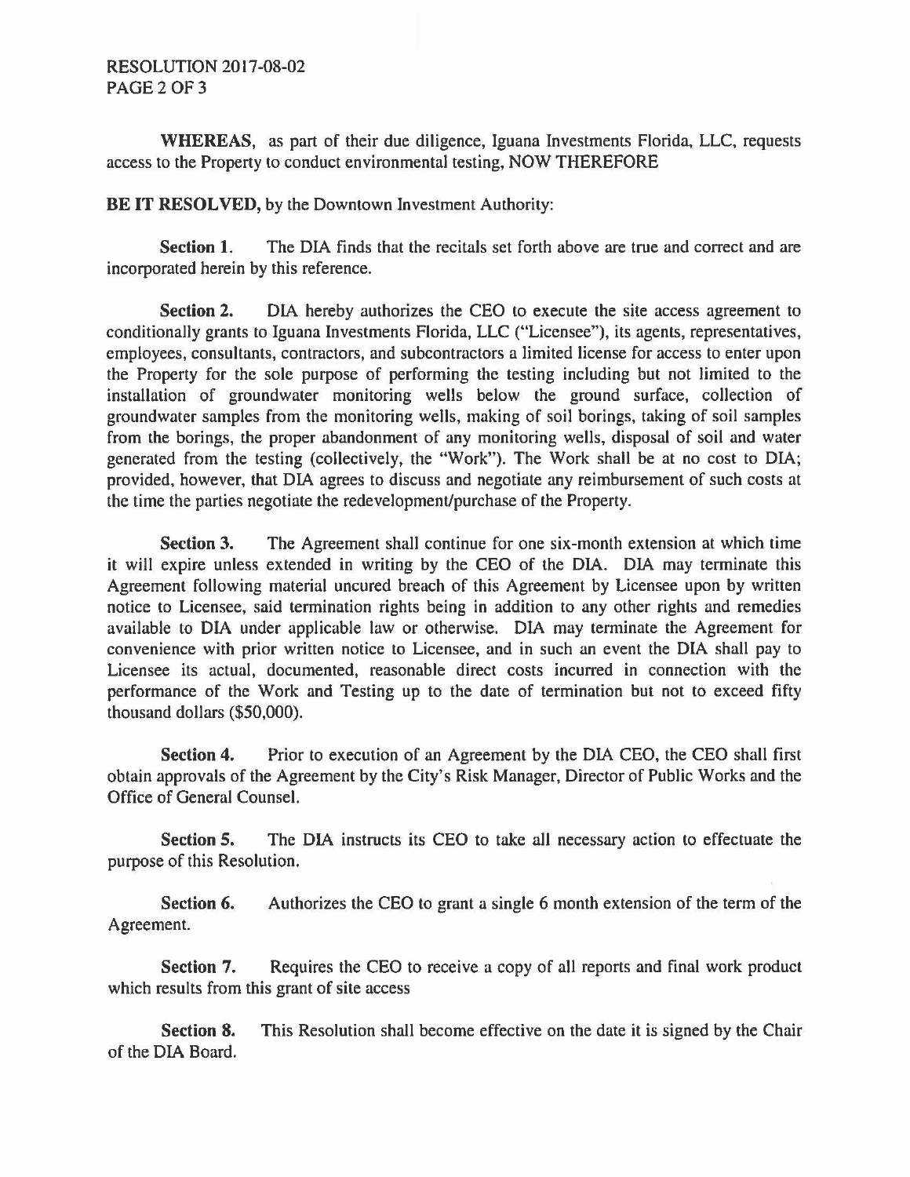**WHEREAS**, as part of their due diligence, Iguana Investments Florida, LLC, requests access to the Property to conduct environmental testing, NOW THEREFORE

**BE IT RESOLVED,** by the Downtown Investment Authority:

**Section 1.** The DIA finds that the recitals set forth above are true and correct and are incorporated herein by this reference.

**Section 2.** DIA hereby authorizes the CEO to execute the site access agreement to conditionally grants to Iguana Investments Florida, LLC ("Licensee"), its agents, representatives, employees, consultants, contractors, and subcontractors a limited license for access to enter upon the Property for the sole purpose of performing the testing including but not limited to the installation of groundwater monitoring wells below the ground surface, collection of groundwater samples from the monitoring wells, making of soil borings, taking of soil samples from the borings, the proper abandonment of any monitoring wells, disposal of soil and water generated from the testing (collectively, the "Work"). The Work shall be at no cost to DIA; provided, however, that DIA agrees to discuss and negotiate any reimbursement of such costs at the time the parties negotiate the redevelopment/purchase of the Property.

**Section 3.** The Agreement shall continue for one six-month extension at which time it will expire unless extended in writing by the CEO of the DIA. DIA may terminate this Agreement following material uncured breach of this Agreement by Licensee upon by written notice to Licensee, said termination rights being in addition to any other rights and remedies available to DIA under applicable law or otherwise. DIA may terminate the Agreement for convenience with prior written notice to Licensee, and in such an event the DIA shall pay to Licensee its actual, documented, reasonable direct costs incurred in connection with the performance of the Work and Testing up to the date of termination but not to exceed fifty thousand dollars ($50,000).

**Section 4.** Prior to execution of an Agreement by the DIA CEO, the CEO shall first obtain approvals of the Agreement by the City's Risk Manager, Director of Public Works and the Office of General Counsel.

**Section 5.** The DIA instructs its CEO to take all necessary action to effectuate the purpose of this Resolution.

**Section 6.** Authorizes the CEO to grant a single 6 month extension of the term of the Agreement.

**Section 7.** Requires the CEO to receive a copy of all reports and final work product which results from this grant of site access

**Section 8.** This Resolution shall become effective on the date it is signed by the Chair of the DIA Board.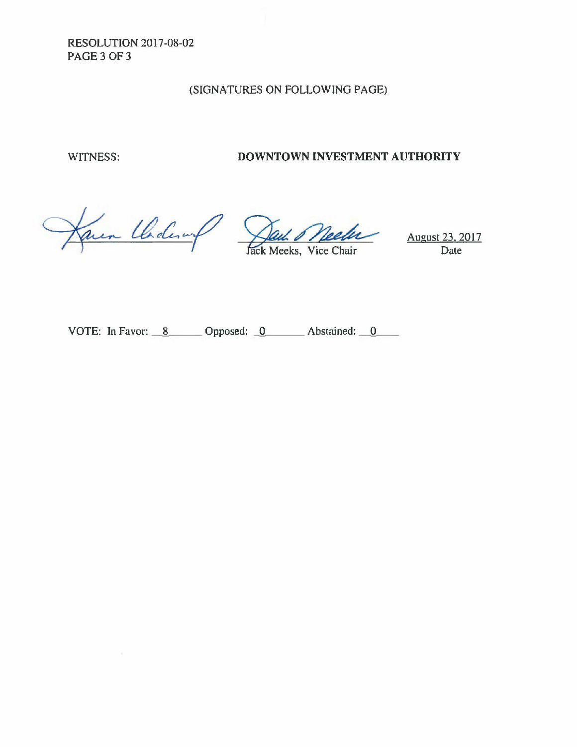RESOLUTION 2017-08-02

(SIGNATURES ON FOLLOWING PAGE)

WITNESS: **DOWNTOWN INVESTMENT AUTHORITY**

Jack Meeks, Vice Chair

August 23, 2017
Date

VOTE: In Favor: 8 Opposed: 0 Abstained: 0